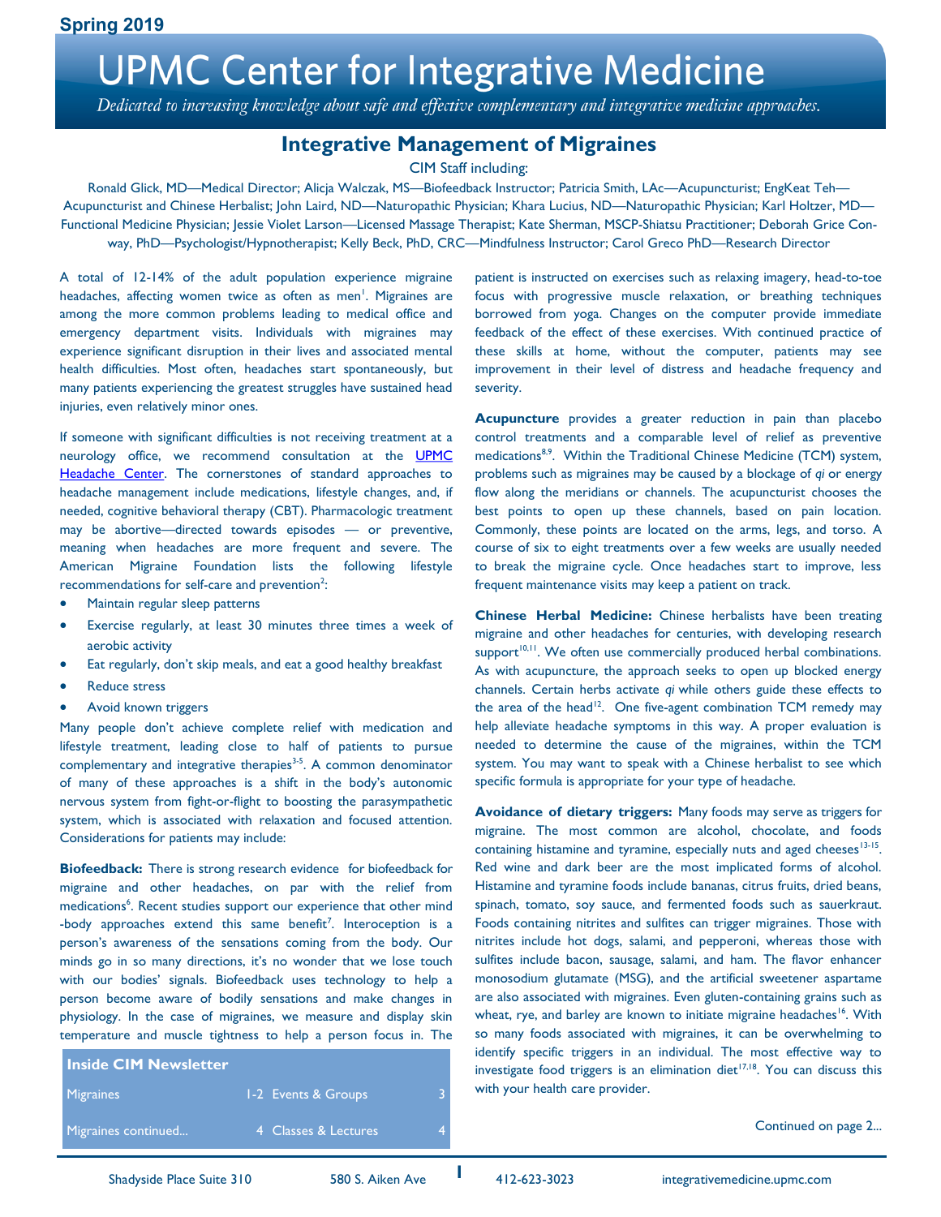Spring 2019

# UPMC Center for Integrative Medicine

*Dedicated to increasing knowledge about safe and effective complementary and integrative medicine approaches.*

## Integrative Management of Migraines

CIM Staff including:

Ronald Glick, MD—Medical Director; Alicja Walczak, MS—Biofeedback Instructor; Patricia Smith, LAc—Acupuncturist; EngKeat Teh—Acupuncturist and Chinese Herbalist; John Laird, ND—Naturopathic Physician; Khara Lucius, ND—Naturopathic Physician; Karl Holtzer, MD—Functional Medicine Physician; Jessie Violet Larson—Licensed Massage Therapist; Kate Sherman, MSCP-Shiatsu Practitioner; Deborah Grice Conway, PhD—Psychologist/Hypnotherapist; Kelly Beck, PhD, CRC—Mindfulness Instructor; Carol Greco PhD—Research Director

A total of 12-14% of the adult population experience migraine headaches, affecting women twice as often as men[1]. Migraines are among the more common problems leading to medical office and emergency department visits. Individuals with migraines may experience significant disruption in their lives and associated mental health difficulties. Most often, headaches start spontaneously, but many patients experiencing the greatest struggles have sustained head injuries, even relatively minor ones.

If someone with significant difficulties is not receiving treatment at a neurology office, we recommend consultation at the UPMC Headache Center. The cornerstones of standard approaches to headache management include medications, lifestyle changes, and, if needed, cognitive behavioral therapy (CBT). Pharmacologic treatment may be abortive—directed towards episodes — or preventive, meaning when headaches are more frequent and severe. The American Migraine Foundation lists the following lifestyle recommendations for self-care and prevention[2]:

- Maintain regular sleep patterns
- Exercise regularly, at least 30 minutes three times a week of aerobic activity
- Eat regularly, don't skip meals, and eat a good healthy breakfast
- Reduce stress
- Avoid known triggers

Many people don't achieve complete relief with medication and lifestyle treatment, leading close to half of patients to pursue complementary and integrative therapies[3-5]. A common denominator of many of these approaches is a shift in the body's autonomic nervous system from fight-or-flight to boosting the parasympathetic system, which is associated with relaxation and focused attention. Considerations for patients may include:

**Biofeedback:** There is strong research evidence for biofeedback for migraine and other headaches, on par with the relief from medications[6]. Recent studies support our experience that other mind-body approaches extend this same benefit[7]. Interoception is a person's awareness of the sensations coming from the body. Our minds go in so many directions, it's no wonder that we lose touch with our bodies' signals. Biofeedback uses technology to help a person become aware of bodily sensations and make changes in physiology. In the case of migraines, we measure and display skin temperature and muscle tightness to help a person focus in. The patient is instructed on exercises such as relaxing imagery, head-to-toe focus with progressive muscle relaxation, or breathing techniques borrowed from yoga. Changes on the computer provide immediate feedback of the effect of these exercises. With continued practice of these skills at home, without the computer, patients may see improvement in their level of distress and headache frequency and severity.

**Acupuncture** provides a greater reduction in pain than placebo control treatments and a comparable level of relief as preventive medications[8,9]. Within the Traditional Chinese Medicine (TCM) system, problems such as migraines may be caused by a blockage of *qi* or energy flow along the meridians or channels. The acupuncturist chooses the best points to open up these channels, based on pain location. Commonly, these points are located on the arms, legs, and torso. A course of six to eight treatments over a few weeks are usually needed to break the migraine cycle. Once headaches start to improve, less frequent maintenance visits may keep a patient on track.

**Chinese Herbal Medicine:** Chinese herbalists have been treating migraine and other headaches for centuries, with developing research support[10,11]. We often use commercially produced herbal combinations. As with acupuncture, the approach seeks to open up blocked energy channels. Certain herbs activate *qi* while others guide these effects to the area of the head[12]. One five-agent combination TCM remedy may help alleviate headache symptoms in this way. A proper evaluation is needed to determine the cause of the migraines, within the TCM system. You may want to speak with a Chinese herbalist to see which specific formula is appropriate for your type of headache.

**Avoidance of dietary triggers:** Many foods may serve as triggers for migraine. The most common are alcohol, chocolate, and foods containing histamine and tyramine, especially nuts and aged cheeses[13-15]. Red wine and dark beer are the most implicated forms of alcohol. Histamine and tyramine foods include bananas, citrus fruits, dried beans, spinach, tomato, soy sauce, and fermented foods such as sauerkraut. Foods containing nitrites and sulfites can trigger migraines. Those with nitrites include hot dogs, salami, and pepperoni, whereas those with sulfites include bacon, sausage, salami, and ham. The flavor enhancer monosodium glutamate (MSG), and the artificial sweetener aspartame are also associated with migraines. Even gluten-containing grains such as wheat, rye, and barley are known to initiate migraine headaches[16]. With so many foods associated with migraines, it can be overwhelming to identify specific triggers in an individual. The most effective way to investigate food triggers is an elimination diet[17,18]. You can discuss this with your health care provider.

Continued on page 2...

| Inside CIM Newsletter | | | |
|---|---|---|---|
| Migraines | 1-2 | Events & Groups | 3 |
| Migraines continued... | 4 | Classes & Lectures | 4 |

Shadyside Place Suite 310 | 580 S. Aiken Ave | 412-623-3023 | integrativemedicine.upmc.com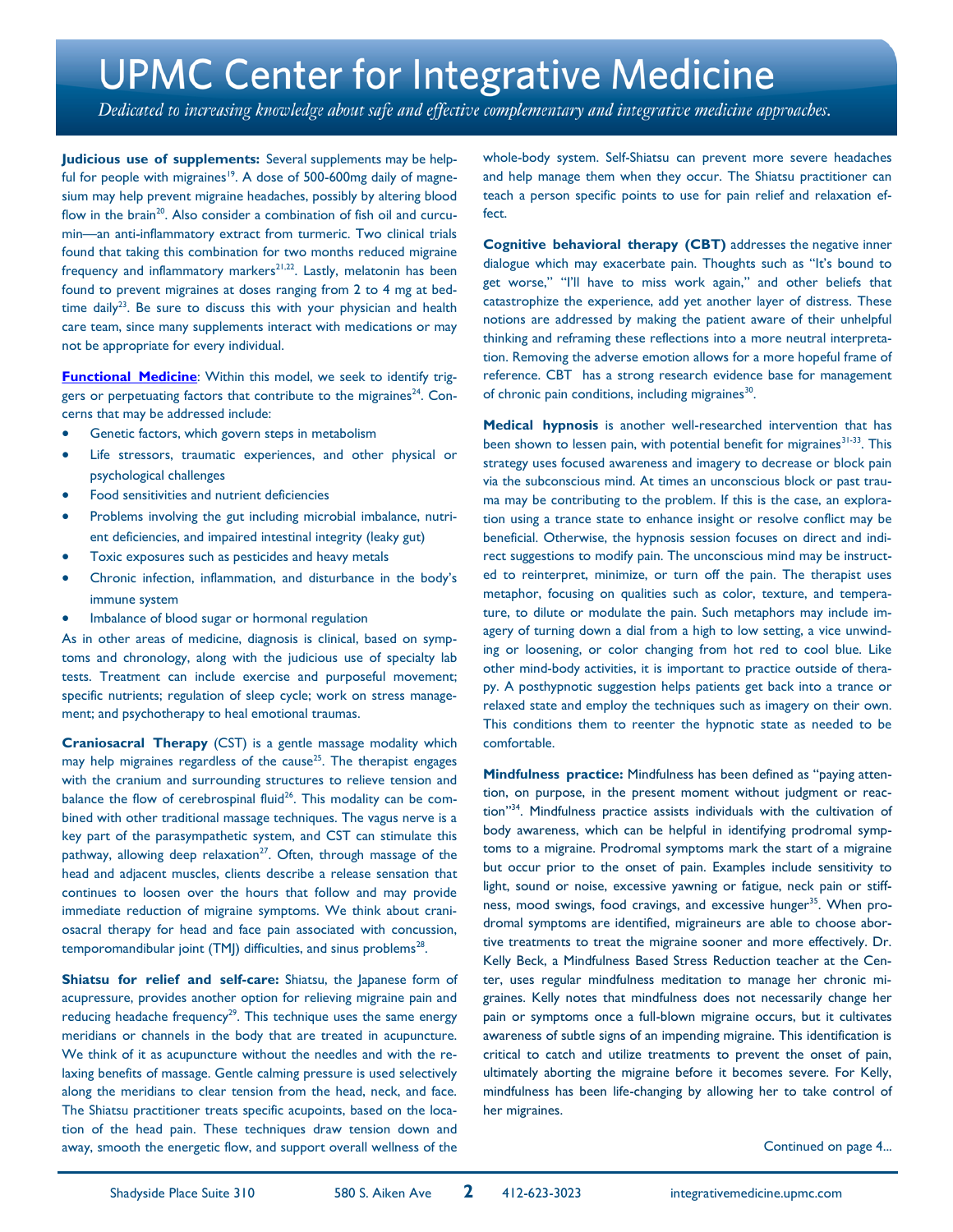**Judicious use of supplements:** Several supplements may be helpful for people with migraines[19]. A dose of 500-600mg daily of magnesium may help prevent migraine headaches, possibly by altering blood flow in the brain[20]. Also consider a combination of fish oil and curcumin—an anti-inflammatory extract from turmeric. Two clinical trials found that taking this combination for two months reduced migraine frequency and inflammatory markers[21,22]. Lastly, melatonin has been found to prevent migraines at doses ranging from 2 to 4 mg at bedtime daily[23]. Be sure to discuss this with your physician and health care team, since many supplements interact with medications or may not be appropriate for every individual.

**Functional Medicine**: Within this model, we seek to identify triggers or perpetuating factors that contribute to the migraines[24]. Concerns that may be addressed include:

- Genetic factors, which govern steps in metabolism
- Life stressors, traumatic experiences, and other physical or psychological challenges
- Food sensitivities and nutrient deficiencies
- Problems involving the gut including microbial imbalance, nutrient deficiencies, and impaired intestinal integrity (leaky gut)
- Toxic exposures such as pesticides and heavy metals
- Chronic infection, inflammation, and disturbance in the body's immune system
- Imbalance of blood sugar or hormonal regulation

As in other areas of medicine, diagnosis is clinical, based on symptoms and chronology, along with the judicious use of specialty lab tests. Treatment can include exercise and purposeful movement; specific nutrients; regulation of sleep cycle; work on stress management; and psychotherapy to heal emotional traumas.

**Craniosacral Therapy** (CST) is a gentle massage modality which may help migraines regardless of the cause[25]. The therapist engages with the cranium and surrounding structures to relieve tension and balance the flow of cerebrospinal fluid[26]. This modality can be combined with other traditional massage techniques. The vagus nerve is a key part of the parasympathetic system, and CST can stimulate this pathway, allowing deep relaxation[27]. Often, through massage of the head and adjacent muscles, clients describe a release sensation that continues to loosen over the hours that follow and may provide immediate reduction of migraine symptoms. We think about craniosacral therapy for head and face pain associated with concussion, temporomandibular joint (TMJ) difficulties, and sinus problems[28].

**Shiatsu for relief and self-care:** Shiatsu, the Japanese form of acupressure, provides another option for relieving migraine pain and reducing headache frequency[29]. This technique uses the same energy meridians or channels in the body that are treated in acupuncture. We think of it as acupuncture without the needles and with the relaxing benefits of massage. Gentle calming pressure is used selectively along the meridians to clear tension from the head, neck, and face. The Shiatsu practitioner treats specific acupoints, based on the location of the head pain. These techniques draw tension down and away, smooth the energetic flow, and support overall wellness of the whole-body system. Self-Shiatsu can prevent more severe headaches and help manage them when they occur. The Shiatsu practitioner can teach a person specific points to use for pain relief and relaxation effect.

**Cognitive behavioral therapy (CBT)** addresses the negative inner dialogue which may exacerbate pain. Thoughts such as "It's bound to get worse," "I'll have to miss work again," and other beliefs that catastrophize the experience, add yet another layer of distress. These notions are addressed by making the patient aware of their unhelpful thinking and reframing these reflections into a more neutral interpretation. Removing the adverse emotion allows for a more hopeful frame of reference. CBT has a strong research evidence base for management of chronic pain conditions, including migraines[30].

**Medical hypnosis** is another well-researched intervention that has been shown to lessen pain, with potential benefit for migraines[31-33]. This strategy uses focused awareness and imagery to decrease or block pain via the subconscious mind. At times an unconscious block or past trauma may be contributing to the problem. If this is the case, an exploration using a trance state to enhance insight or resolve conflict may be beneficial. Otherwise, the hypnosis session focuses on direct and indirect suggestions to modify pain. The unconscious mind may be instructed to reinterpret, minimize, or turn off the pain. The therapist uses metaphor, focusing on qualities such as color, texture, and temperature, to dilute or modulate the pain. Such metaphors may include imagery of turning down a dial from a high to low setting, a vice unwinding or loosening, or color changing from hot red to cool blue. Like other mind-body activities, it is important to practice outside of therapy. A posthypnotic suggestion helps patients get back into a trance or relaxed state and employ the techniques such as imagery on their own. This conditions them to reenter the hypnotic state as needed to be comfortable.

**Mindfulness practice:** Mindfulness has been defined as "paying attention, on purpose, in the present moment without judgment or reaction"[34]. Mindfulness practice assists individuals with the cultivation of body awareness, which can be helpful in identifying prodromal symptoms to a migraine. Prodromal symptoms mark the start of a migraine but occur prior to the onset of pain. Examples include sensitivity to light, sound or noise, excessive yawning or fatigue, neck pain or stiffness, mood swings, food cravings, and excessive hunger[35]. When prodromal symptoms are identified, migraineurs are able to choose abortive treatments to treat the migraine sooner and more effectively. Dr. Kelly Beck, a Mindfulness Based Stress Reduction teacher at the Center, uses regular mindfulness meditation to manage her chronic migraines. Kelly notes that mindfulness does not necessarily change her pain or symptoms once a full-blown migraine occurs, but it cultivates awareness of subtle signs of an impending migraine. This identification is critical to catch and utilize treatments to prevent the onset of pain, ultimately aborting the migraine before it becomes severe. For Kelly, mindfulness has been life-changing by allowing her to take control of her migraines.

Continued on page 4...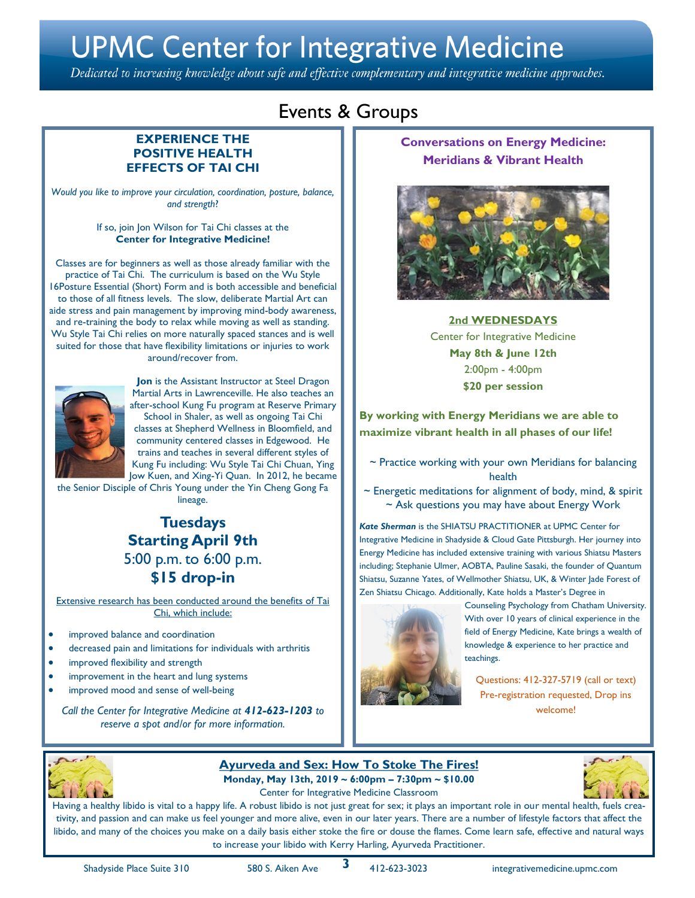# UPMC Center for Integrative Medicine

*Dedicated to increasing knowledge about safe and effective complementary and integrative medicine approaches.*

## Events & Groups

### EXPERIENCE THE POSITIVE HEALTH EFFECTS OF TAI CHI

*Would you like to improve your circulation, coordination, posture, balance, and strength?*

If so, join Jon Wilson for Tai Chi classes at the **Center for Integrative Medicine!**

Classes are for beginners as well as those already familiar with the practice of Tai Chi. The curriculum is based on the Wu Style 16Posture Essential (Short) Form and is both accessible and beneficial to those of all fitness levels. The slow, deliberate Martial Art can aide stress and pain management by improving mind-body awareness, and re-training the body to relax while moving as well as standing. Wu Style Tai Chi relies on more naturally spaced stances and is well suited for those that have flexibility limitations or injuries to work around/recover from.

**Jon** is the Assistant Instructor at Steel Dragon Martial Arts in Lawrenceville. He also teaches an after-school Kung Fu program at Reserve Primary School in Shaler, as well as ongoing Tai Chi classes at Shepherd Wellness in Bloomfield, and community centered classes in Edgewood. He trains and teaches in several different styles of Kung Fu including: Wu Style Tai Chi Chuan, Ying Jow Kuen, and Xing-Yi Quan. In 2012, he became the Senior Disciple of Chris Young under the Yin Cheng Gong Fa lineage.

**Tuesdays**
**Starting April 9th**
5:00 p.m. to 6:00 p.m.
**$15 drop-in**

Extensive research has been conducted around the benefits of Tai Chi, which include:

- improved balance and coordination
- decreased pain and limitations for individuals with arthritis
- improved flexibility and strength
- improvement in the heart and lung systems
- improved mood and sense of well-being

*Call the Center for Integrative Medicine at **412-623-1203** to reserve a spot and/or for more information.*

### Conversations on Energy Medicine: Meridians & Vibrant Health

**2nd WEDNESDAYS**
Center for Integrative Medicine
**May 8th & June 12th**
2:00pm - 4:00pm
**$20 per session**

**By working with Energy Meridians we are able to maximize vibrant health in all phases of our life!**

~ Practice working with your own Meridians for balancing health
~ Energetic meditations for alignment of body, mind, & spirit
~ Ask questions you may have about Energy Work

***Kate Sherman*** is the SHIATSU PRACTITIONER at UPMC Center for Integrative Medicine in Shadyside & Cloud Gate Pittsburgh. Her journey into Energy Medicine has included extensive training with various Shiatsu Masters including; Stephanie Ulmer, AOBTA, Pauline Sasaki, the founder of Quantum Shiatsu, Suzanne Yates, of Wellmother Shiatsu, UK, & Winter Jade Forest of Zen Shiatsu Chicago. Additionally, Kate holds a Master's Degree in Counseling Psychology from Chatham University. With over 10 years of clinical experience in the field of Energy Medicine, Kate brings a wealth of knowledge & experience to her practice and teachings.

Questions: 412-327-5719 (call or text)
Pre-registration requested, Drop ins welcome!

### Ayurveda and Sex: How To Stoke The Fires!

**Monday, May 13th, 2019 ~ 6:00pm – 7:30pm ~ $10.00**
Center for Integrative Medicine Classroom

Having a healthy libido is vital to a happy life. A robust libido is not just great for sex; it plays an important role in our mental health, fuels creativity, and passion and can make us feel younger and more alive, even in our later years. There are a number of lifestyle factors that affect the libido, and many of the choices you make on a daily basis either stoke the fire or douse the flames. Come learn safe, effective and natural ways to increase your libido with Kerry Harling, Ayurveda Practitioner.

Shadyside Place Suite 310 &nbsp;&nbsp; 580 S. Aiken Ave &nbsp;&nbsp; 412-623-3023 &nbsp;&nbsp; integrativemedicine.upmc.com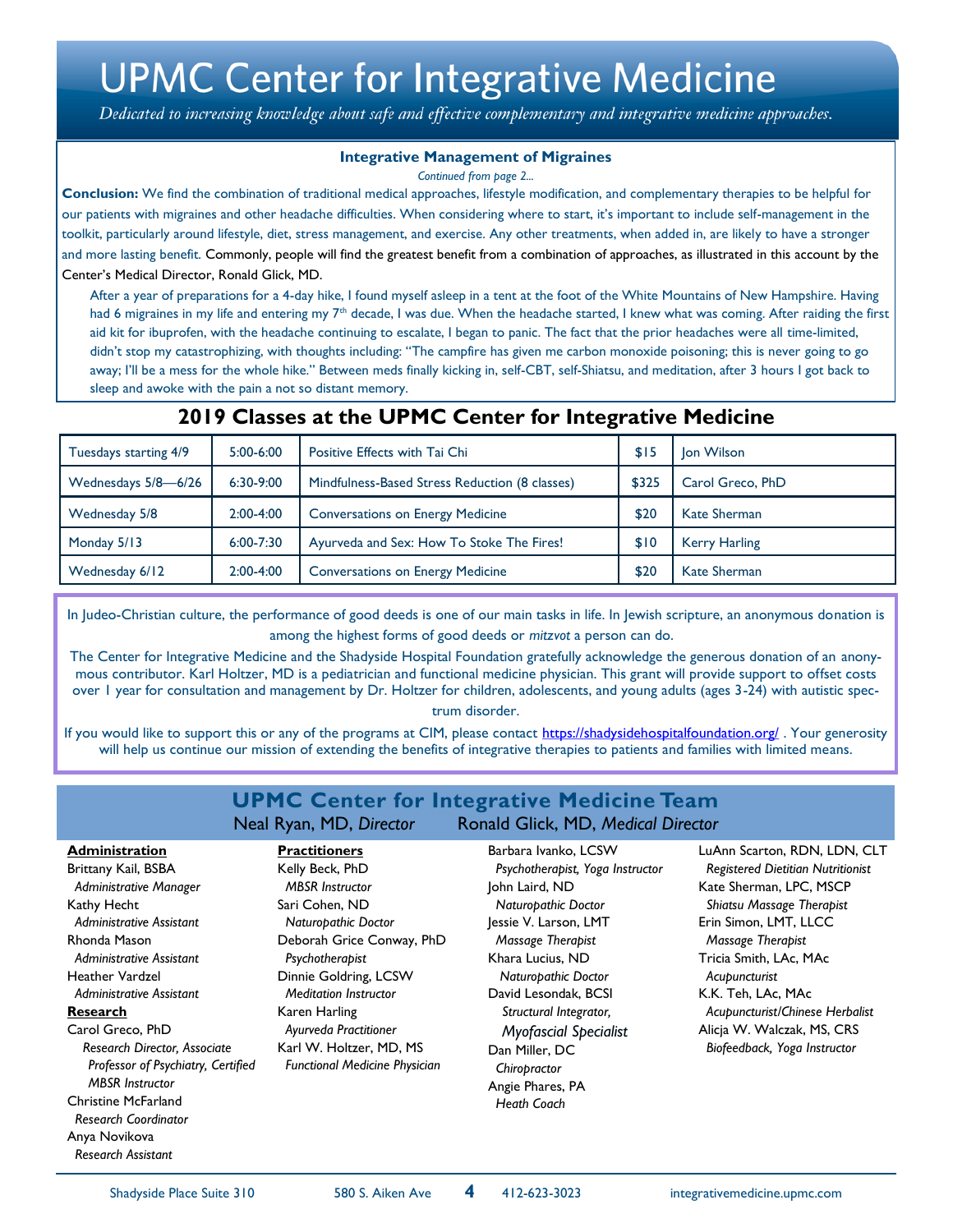# UPMC Center for Integrative Medicine

*Dedicated to increasing knowledge about safe and effective complementary and integrative medicine approaches.*

### Integrative Management of Migraines

*Continued from page 2...*

**Conclusion:** We find the combination of traditional medical approaches, lifestyle modification, and complementary therapies to be helpful for our patients with migraines and other headache difficulties. When considering where to start, it's important to include self-management in the toolkit, particularly around lifestyle, diet, stress management, and exercise. Any other treatments, when added in, are likely to have a stronger and more lasting benefit. Commonly, people will find the greatest benefit from a combination of approaches, as illustrated in this account by the Center's Medical Director, Ronald Glick, MD.

> After a year of preparations for a 4-day hike, I found myself asleep in a tent at the foot of the White Mountains of New Hampshire. Having had 6 migraines in my life and entering my 7th decade, I was due. When the headache started, I knew what was coming. After raiding the first aid kit for ibuprofen, with the headache continuing to escalate, I began to panic. The fact that the prior headaches were all time-limited, didn't stop my catastrophizing, with thoughts including: "The campfire has given me carbon monoxide poisoning; this is never going to go away; I'll be a mess for the whole hike." Between meds finally kicking in, self-CBT, self-Shiatsu, and meditation, after 3 hours I got back to sleep and awoke with the pain a not so distant memory.

## 2019 Classes at the UPMC Center for Integrative Medicine

| Date | Time | Class | Fee | Instructor |
|---|---|---|---|---|
| Tuesdays starting 4/9 | 5:00-6:00 | Positive Effects with Tai Chi | $15 | Jon Wilson |
| Wednesdays 5/8—6/26 | 6:30-9:00 | Mindfulness-Based Stress Reduction (8 classes) | $325 | Carol Greco, PhD |
| Wednesday 5/8 | 2:00-4:00 | Conversations on Energy Medicine | $20 | Kate Sherman |
| Monday 5/13 | 6:00-7:30 | Ayurveda and Sex: How To Stoke The Fires! | $10 | Kerry Harling |
| Wednesday 6/12 | 2:00-4:00 | Conversations on Energy Medicine | $20 | Kate Sherman |

In Judeo-Christian culture, the performance of good deeds is one of our main tasks in life. In Jewish scripture, an anonymous donation is among the highest forms of good deeds or *mitzvot* a person can do.

The Center for Integrative Medicine and the Shadyside Hospital Foundation gratefully acknowledge the generous donation of an anonymous contributor. Karl Holtzer, MD is a pediatrician and functional medicine physician. This grant will provide support to offset costs over 1 year for consultation and management by Dr. Holtzer for children, adolescents, and young adults (ages 3-24) with autistic spectrum disorder.

If you would like to support this or any of the programs at CIM, please contact https://shadysidehospitalfoundation.org/ . Your generosity will help us continue our mission of extending the benefits of integrative therapies to patients and families with limited means.

## UPMC Center for Integrative Medicine Team

Neal Ryan, MD, *Director* — Ronald Glick, MD, *Medical Director*

**Administration**

- Brittany Kail, BSBA — *Administrative Manager*
- Kathy Hecht — *Administrative Assistant*
- Rhonda Mason — *Administrative Assistant*
- Heather Vardzel — *Administrative Assistant*

**Research**

- Carol Greco, PhD — *Research Director, Associate Professor of Psychiatry, Certified MBSR Instructor*
- Christine McFarland — *Research Coordinator*
- Anya Novikova — *Research Assistant*

**Practitioners**

- Kelly Beck, PhD — *MBSR Instructor*
- Sari Cohen, ND — *Naturopathic Doctor*
- Deborah Grice Conway, PhD — *Psychotherapist*
- Dinnie Goldring, LCSW — *Meditation Instructor*
- Karen Harling — *Ayurveda Practitioner*
- Karl W. Holtzer, MD, MS — *Functional Medicine Physician*
- Barbara Ivanko, LCSW — *Psychotherapist, Yoga Instructor*
- John Laird, ND — *Naturopathic Doctor*
- Jessie V. Larson, LMT — *Massage Therapist*
- Khara Lucius, ND — *Naturopathic Doctor*
- David Lesondak, BCSI — *Structural Integrator, Myofascial Specialist*
- Dan Miller, DC — *Chiropractor*
- Angie Phares, PA — *Heath Coach*
- LuAnn Scarton, RDN, LDN, CLT — *Registered Dietitian Nutritionist*
- Kate Sherman, LPC, MSCP — *Shiatsu Massage Therapist*
- Erin Simon, LMT, LLCC — *Massage Therapist*
- Tricia Smith, LAc, MAc — *Acupuncturist*
- K.K. Teh, LAc, MAc — *Acupuncturist/Chinese Herbalist*
- Alicja W. Walczak, MS, CRS — *Biofeedback, Yoga Instructor*

Shadyside Place Suite 310 | 580 S. Aiken Ave | 412-623-3023 | integrativemedicine.upmc.com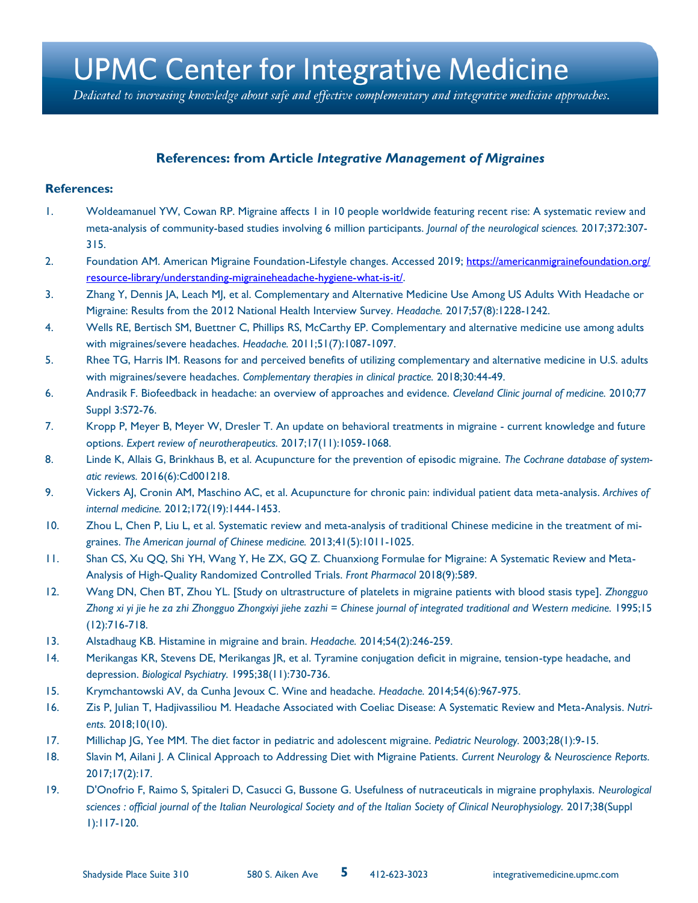# UPMC Center for Integrative Medicine

*Dedicated to increasing knowledge about safe and effective complementary and integrative medicine approaches.*

## References: from Article *Integrative Management of Migraines*

### References:

1. Woldeamanuel YW, Cowan RP. Migraine affects 1 in 10 people worldwide featuring recent rise: A systematic review and meta-analysis of community-based studies involving 6 million participants. *Journal of the neurological sciences.* 2017;372:307-315.
2. Foundation AM. American Migraine Foundation-Lifestyle changes. Accessed 2019; https://americanmigrainefoundation.org/resource-library/understanding-migraineheadache-hygiene-what-is-it/.
3. Zhang Y, Dennis JA, Leach MJ, et al. Complementary and Alternative Medicine Use Among US Adults With Headache or Migraine: Results from the 2012 National Health Interview Survey. *Headache.* 2017;57(8):1228-1242.
4. Wells RE, Bertisch SM, Buettner C, Phillips RS, McCarthy EP. Complementary and alternative medicine use among adults with migraines/severe headaches. *Headache.* 2011;51(7):1087-1097.
5. Rhee TG, Harris IM. Reasons for and perceived benefits of utilizing complementary and alternative medicine in U.S. adults with migraines/severe headaches. *Complementary therapies in clinical practice.* 2018;30:44-49.
6. Andrasik F. Biofeedback in headache: an overview of approaches and evidence. *Cleveland Clinic journal of medicine.* 2010;77 Suppl 3:S72-76.
7. Kropp P, Meyer B, Meyer W, Dresler T. An update on behavioral treatments in migraine - current knowledge and future options. *Expert review of neurotherapeutics.* 2017;17(11):1059-1068.
8. Linde K, Allais G, Brinkhaus B, et al. Acupuncture for the prevention of episodic migraine. *The Cochrane database of systematic reviews.* 2016(6):Cd001218.
9. Vickers AJ, Cronin AM, Maschino AC, et al. Acupuncture for chronic pain: individual patient data meta-analysis. *Archives of internal medicine.* 2012;172(19):1444-1453.
10. Zhou L, Chen P, Liu L, et al. Systematic review and meta-analysis of traditional Chinese medicine in the treatment of migraines. *The American journal of Chinese medicine.* 2013;41(5):1011-1025.
11. Shan CS, Xu QQ, Shi YH, Wang Y, He ZX, GQ Z. Chuanxiong Formulae for Migraine: A Systematic Review and Meta-Analysis of High-Quality Randomized Controlled Trials. *Front Pharmacol* 2018(9):589.
12. Wang DN, Chen BT, Zhou YL. [Study on ultrastructure of platelets in migraine patients with blood stasis type]. *Zhongguo Zhong xi yi jie he za zhi Zhongguo Zhongxiyi jiehe zazhi = Chinese journal of integrated traditional and Western medicine.* 1995;15 (12):716-718.
13. Alstadhaug KB. Histamine in migraine and brain. *Headache.* 2014;54(2):246-259.
14. Merikangas KR, Stevens DE, Merikangas JR, et al. Tyramine conjugation deficit in migraine, tension-type headache, and depression. *Biological Psychiatry.* 1995;38(11):730-736.
15. Krymchantowski AV, da Cunha Jevoux C. Wine and headache. *Headache.* 2014;54(6):967-975.
16. Zis P, Julian T, Hadjivassiliou M. Headache Associated with Coeliac Disease: A Systematic Review and Meta-Analysis. *Nutrients.* 2018;10(10).
17. Millichap JG, Yee MM. The diet factor in pediatric and adolescent migraine. *Pediatric Neurology.* 2003;28(1):9-15.
18. Slavin M, Ailani J. A Clinical Approach to Addressing Diet with Migraine Patients. *Current Neurology & Neuroscience Reports.* 2017;17(2):17.
19. D'Onofrio F, Raimo S, Spitaleri D, Casucci G, Bussone G. Usefulness of nutraceuticals in migraine prophylaxis. *Neurological sciences : official journal of the Italian Neurological Society and of the Italian Society of Clinical Neurophysiology.* 2017;38(Suppl 1):117-120.

Shadyside Place Suite 310 580 S. Aiken Ave 412-623-3023 integrativemedicine.upmc.com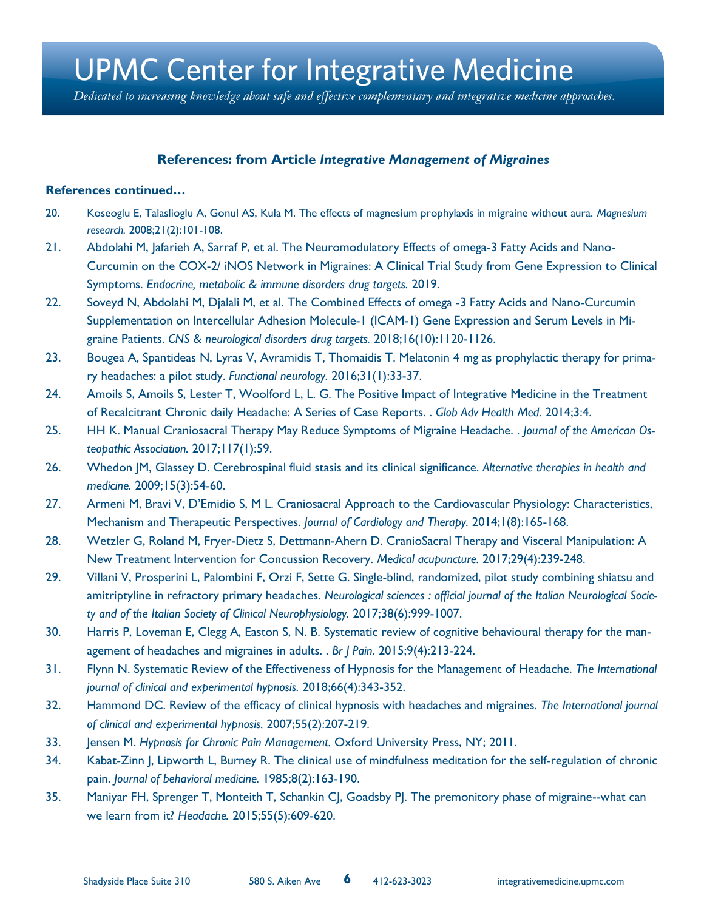# UPMC Center for Integrative Medicine

*Dedicated to increasing knowledge about safe and effective complementary and integrative medicine approaches.*

## References: from Article *Integrative Management of Migraines*

**References continued…**

20. Koseoglu E, Talaslioglu A, Gonul AS, Kula M. The effects of magnesium prophylaxis in migraine without aura. *Magnesium research.* 2008;21(2):101-108.
21. Abdolahi M, Jafarieh A, Sarraf P, et al. The Neuromodulatory Effects of omega-3 Fatty Acids and Nano-Curcumin on the COX-2/ iNOS Network in Migraines: A Clinical Trial Study from Gene Expression to Clinical Symptoms. *Endocrine, metabolic & immune disorders drug targets.* 2019.
22. Soveyd N, Abdolahi M, Djalali M, et al. The Combined Effects of omega -3 Fatty Acids and Nano-Curcumin Supplementation on Intercellular Adhesion Molecule-1 (ICAM-1) Gene Expression and Serum Levels in Migraine Patients. *CNS & neurological disorders drug targets.* 2018;16(10):1120-1126.
23. Bougea A, Spantideas N, Lyras V, Avramidis T, Thomaidis T. Melatonin 4 mg as prophylactic therapy for primary headaches: a pilot study. *Functional neurology.* 2016;31(1):33-37.
24. Amoils S, Amoils S, Lester T, Woolford L, L. G. The Positive Impact of Integrative Medicine in the Treatment of Recalcitrant Chronic daily Headache: A Series of Case Reports. . *Glob Adv Health Med.* 2014;3:4.
25. HH K. Manual Craniosacral Therapy May Reduce Symptoms of Migraine Headache. . *Journal of the American Osteopathic Association.* 2017;117(1):59.
26. Whedon JM, Glassey D. Cerebrospinal fluid stasis and its clinical significance. *Alternative therapies in health and medicine.* 2009;15(3):54-60.
27. Armeni M, Bravi V, D'Emidio S, M L. Craniosacral Approach to the Cardiovascular Physiology: Characteristics, Mechanism and Therapeutic Perspectives. *Journal of Cardiology and Therapy.* 2014;1(8):165-168.
28. Wetzler G, Roland M, Fryer-Dietz S, Dettmann-Ahern D. CranioSacral Therapy and Visceral Manipulation: A New Treatment Intervention for Concussion Recovery. *Medical acupuncture.* 2017;29(4):239-248.
29. Villani V, Prosperini L, Palombini F, Orzi F, Sette G. Single-blind, randomized, pilot study combining shiatsu and amitriptyline in refractory primary headaches. *Neurological sciences : official journal of the Italian Neurological Society and of the Italian Society of Clinical Neurophysiology.* 2017;38(6):999-1007.
30. Harris P, Loveman E, Clegg A, Easton S, N. B. Systematic review of cognitive behavioural therapy for the management of headaches and migraines in adults. . *Br J Pain.* 2015;9(4):213-224.
31. Flynn N. Systematic Review of the Effectiveness of Hypnosis for the Management of Headache. *The International journal of clinical and experimental hypnosis.* 2018;66(4):343-352.
32. Hammond DC. Review of the efficacy of clinical hypnosis with headaches and migraines. *The International journal of clinical and experimental hypnosis.* 2007;55(2):207-219.
33. Jensen M. *Hypnosis for Chronic Pain Management.* Oxford University Press, NY; 2011.
34. Kabat-Zinn J, Lipworth L, Burney R. The clinical use of mindfulness meditation for the self-regulation of chronic pain. *Journal of behavioral medicine.* 1985;8(2):163-190.
35. Maniyar FH, Sprenger T, Monteith T, Schankin CJ, Goadsby PJ. The premonitory phase of migraine--what can we learn from it? *Headache.* 2015;55(5):609-620.

Shadyside Place Suite 310 580 S. Aiken Ave 412-623-3023 integrativemedicine.upmc.com